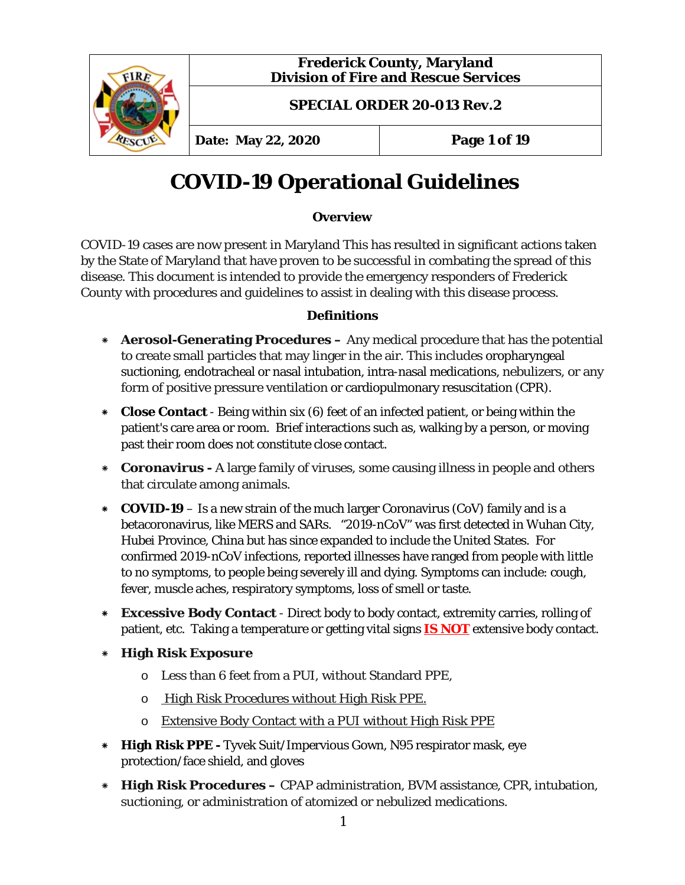| | Frederick County, Maryland<br>Division of Fire and Rescue Services | |
|---|---|---|
| | **SPECIAL ORDER 20-013 Rev.2** | |
| | **Date: May 22, 2020** | **Page 1 of 19** |

# COVID-19 Operational Guidelines

## Overview

COVID-19 cases are now present in Maryland This has resulted in significant actions taken by the State of Maryland that have proven to be successful in combating the spread of this disease. This document is intended to provide the emergency responders of Frederick County with procedures and guidelines to assist in dealing with this disease process.

## Definitions

- **Aerosol-Generating Procedures –** Any medical procedure that has the potential to create small particles that may linger in the air. This includes oropharyngeal suctioning, endotracheal or nasal intubation, intra-nasal medications, nebulizers, or any form of positive pressure ventilation or cardiopulmonary resuscitation (CPR).
- **Close Contact** - Being within six (6) feet of an infected patient, or being within the patient's care area or room. Brief interactions such as, walking by a person, or moving past their room does not constitute close contact.
- **Coronavirus -** A large family of viruses, some causing illness in people and others that circulate among animals.
- **COVID-19** – Is a new strain of the much larger Coronavirus (CoV) family and is a betacoronavirus, like MERS and SARs. "2019-nCoV" was first detected in Wuhan City, Hubei Province, China but has since expanded to include the United States. For confirmed 2019-nCoV infections, reported illnesses have ranged from people with little to no symptoms, to people being severely ill and dying. Symptoms can include: cough, fever, muscle aches, respiratory symptoms, loss of smell or taste.
- **Excessive Body Contact** - Direct body to body contact, extremity carries, rolling of patient, etc. Taking a temperature or getting vital signs **IS NOT** extensive body contact.
- **High Risk Exposure**
  - Less than 6 feet from a PUI, without Standard PPE,
  - High Risk Procedures without High Risk PPE.
  - Extensive Body Contact with a PUI without High Risk PPE
- **High Risk PPE -** Tyvek Suit/Impervious Gown, N95 respirator mask, eye protection/face shield, and gloves
- **High Risk Procedures –** CPAP administration, BVM assistance, CPR, intubation, suctioning, or administration of atomized or nebulized medications.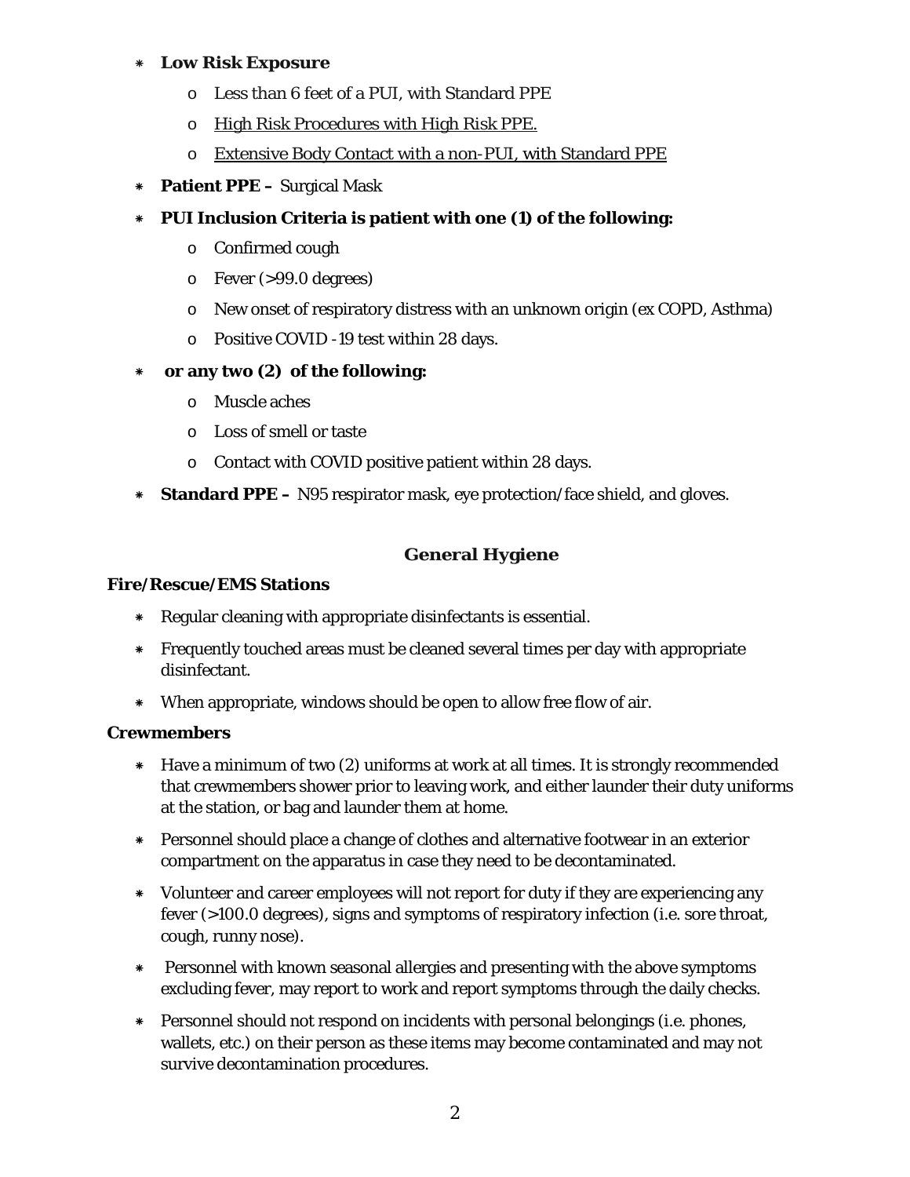- **Low Risk Exposure**
  - Less than 6 feet of a PUI, with Standard PPE
  - High Risk Procedures with High Risk PPE.
  - Extensive Body Contact with a non-PUI, with Standard PPE
- **Patient PPE –** Surgical Mask
- **PUI Inclusion Criteria is patient with one (1) of the following:**
  - Confirmed cough
  - Fever (>99.0 degrees)
  - New onset of respiratory distress with an unknown origin (ex COPD, Asthma)
  - Positive COVID -19 test within 28 days.
- **or any two (2) of the following:**
  - Muscle aches
  - Loss of smell or taste
  - Contact with COVID positive patient within 28 days.
- **Standard PPE –** N95 respirator mask, eye protection/face shield, and gloves.

## General Hygiene

**Fire/Rescue/EMS Stations**

- Regular cleaning with appropriate disinfectants is essential.
- Frequently touched areas must be cleaned several times per day with appropriate disinfectant.
- When appropriate, windows should be open to allow free flow of air.

**Crewmembers**

- Have a minimum of two (2) uniforms at work at all times. It is strongly recommended that crewmembers shower prior to leaving work, and either launder their duty uniforms at the station, or bag and launder them at home.
- Personnel should place a change of clothes and alternative footwear in an exterior compartment on the apparatus in case they need to be decontaminated.
- Volunteer and career employees will not report for duty if they are experiencing any fever (>100.0 degrees), signs and symptoms of respiratory infection (i.e. sore throat, cough, runny nose).
- Personnel with known seasonal allergies and presenting with the above symptoms excluding fever, may report to work and report symptoms through the daily checks.
- Personnel should not respond on incidents with personal belongings (i.e. phones, wallets, etc.) on their person as these items may become contaminated and may not survive decontamination procedures.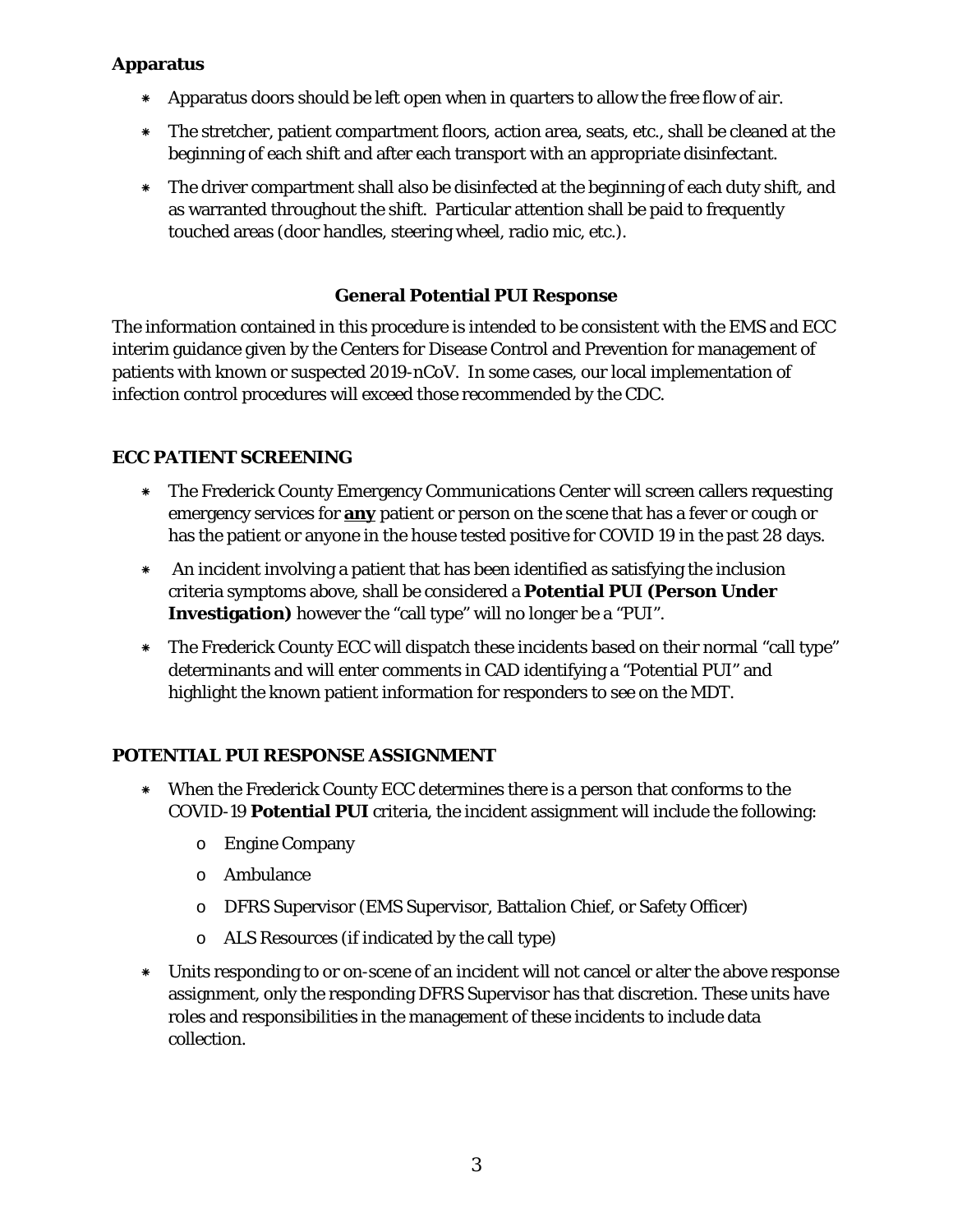**Apparatus**

- Apparatus doors should be left open when in quarters to allow the free flow of air.
- The stretcher, patient compartment floors, action area, seats, etc., shall be cleaned at the beginning of each shift and after each transport with an appropriate disinfectant.
- The driver compartment shall also be disinfected at the beginning of each duty shift, and as warranted throughout the shift. Particular attention shall be paid to frequently touched areas (door handles, steering wheel, radio mic, etc.).

## General Potential PUI Response

The information contained in this procedure is intended to be consistent with the EMS and ECC interim guidance given by the Centers for Disease Control and Prevention for management of patients with known or suspected 2019-nCoV. In some cases, our local implementation of infection control procedures will exceed those recommended by the CDC.

### ECC PATIENT SCREENING

- The Frederick County Emergency Communications Center will screen callers requesting emergency services for **<u>any</u>** patient or person on the scene that has a fever or cough or has the patient or anyone in the house tested positive for COVID 19 in the past 28 days.
- An incident involving a patient that has been identified as satisfying the inclusion criteria symptoms above, shall be considered a **Potential PUI (Person Under Investigation)** however the "call type" will no longer be a "PUI".
- The Frederick County ECC will dispatch these incidents based on their normal "call type" determinants and will enter comments in CAD identifying a "Potential PUI" and highlight the known patient information for responders to see on the MDT.

### POTENTIAL PUI RESPONSE ASSIGNMENT

- When the Frederick County ECC determines there is a person that conforms to the COVID-19 **Potential PUI** criteria, the incident assignment will include the following:
  - Engine Company
  - Ambulance
  - DFRS Supervisor (EMS Supervisor, Battalion Chief, or Safety Officer)
  - ALS Resources (if indicated by the call type)
- Units responding to or on-scene of an incident will not cancel or alter the above response assignment, only the responding DFRS Supervisor has that discretion. These units have roles and responsibilities in the management of these incidents to include data collection.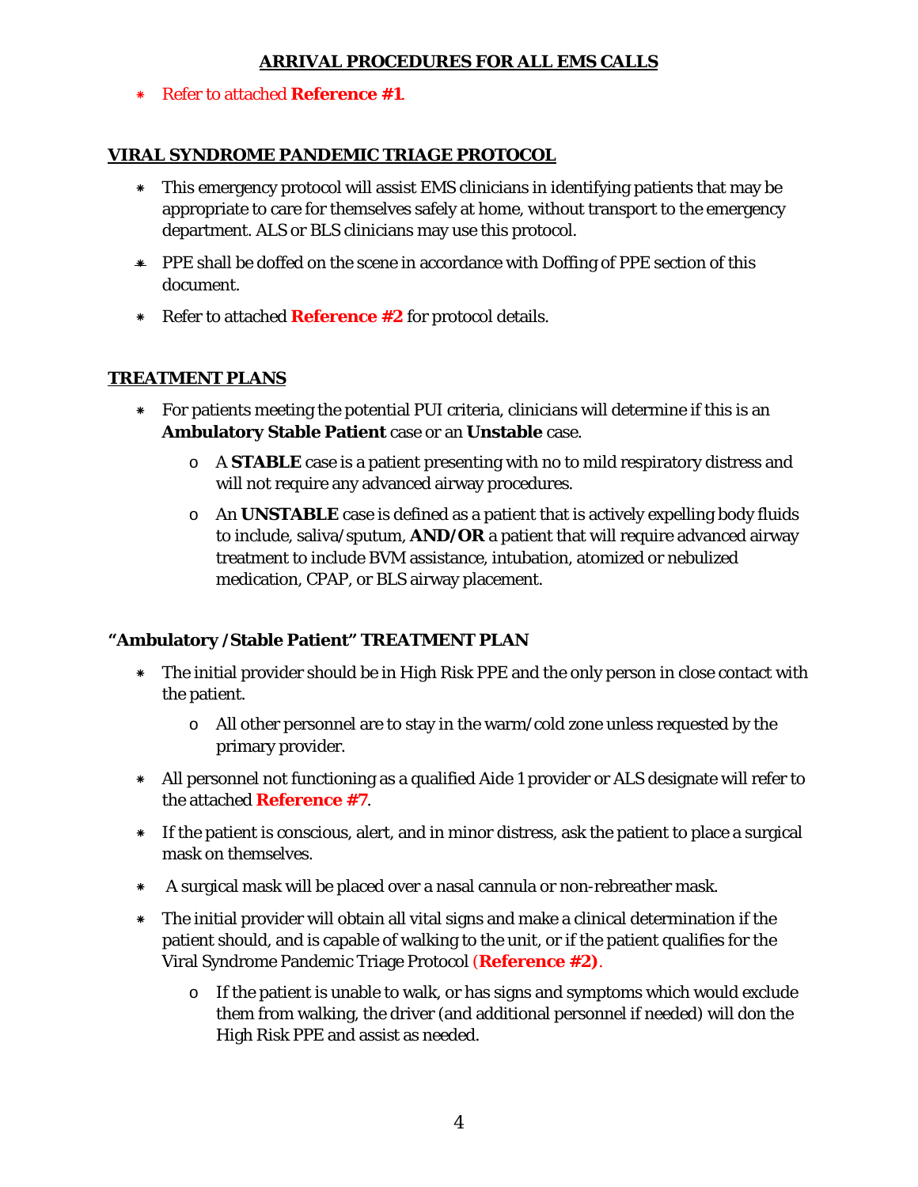## ARRIVAL PROCEDURES FOR ALL EMS CALLS

- Refer to attached **Reference #1**.

## VIRAL SYNDROME PANDEMIC TRIAGE PROTOCOL

- This emergency protocol will assist EMS clinicians in identifying patients that may be appropriate to care for themselves safely at home, without transport to the emergency department. ALS or BLS clinicians may use this protocol.
- PPE shall be doffed on the scene in accordance with Doffing of PPE section of this document.
- Refer to attached **Reference #2** for protocol details.

## TREATMENT PLANS

- For patients meeting the potential PUI criteria, clinicians will determine if this is an **Ambulatory Stable Patient** case or an **Unstable** case.
  - A **STABLE** case is a patient presenting with no to mild respiratory distress and will not require any advanced airway procedures.
  - An **UNSTABLE** case is defined as a patient that is actively expelling body fluids to include, saliva/sputum, **AND/OR** a patient that will require advanced airway treatment to include BVM assistance, intubation, atomized or nebulized medication, CPAP, or BLS airway placement.

### "Ambulatory /Stable Patient" TREATMENT PLAN

- The initial provider should be in High Risk PPE and the only person in close contact with the patient.
  - All other personnel are to stay in the warm/cold zone unless requested by the primary provider.
- All personnel not functioning as a qualified Aide 1 provider or ALS designate will refer to the attached **Reference #7**.
- If the patient is conscious, alert, and in minor distress, ask the patient to place a surgical mask on themselves.
- A surgical mask will be placed over a nasal cannula or non-rebreather mask.
- The initial provider will obtain all vital signs and make a clinical determination if the patient should, and is capable of walking to the unit, or if the patient qualifies for the Viral Syndrome Pandemic Triage Protocol (**Reference #2**).
  - If the patient is unable to walk, or has signs and symptoms which would exclude them from walking, the driver (and additional personnel if needed) will don the High Risk PPE and assist as needed.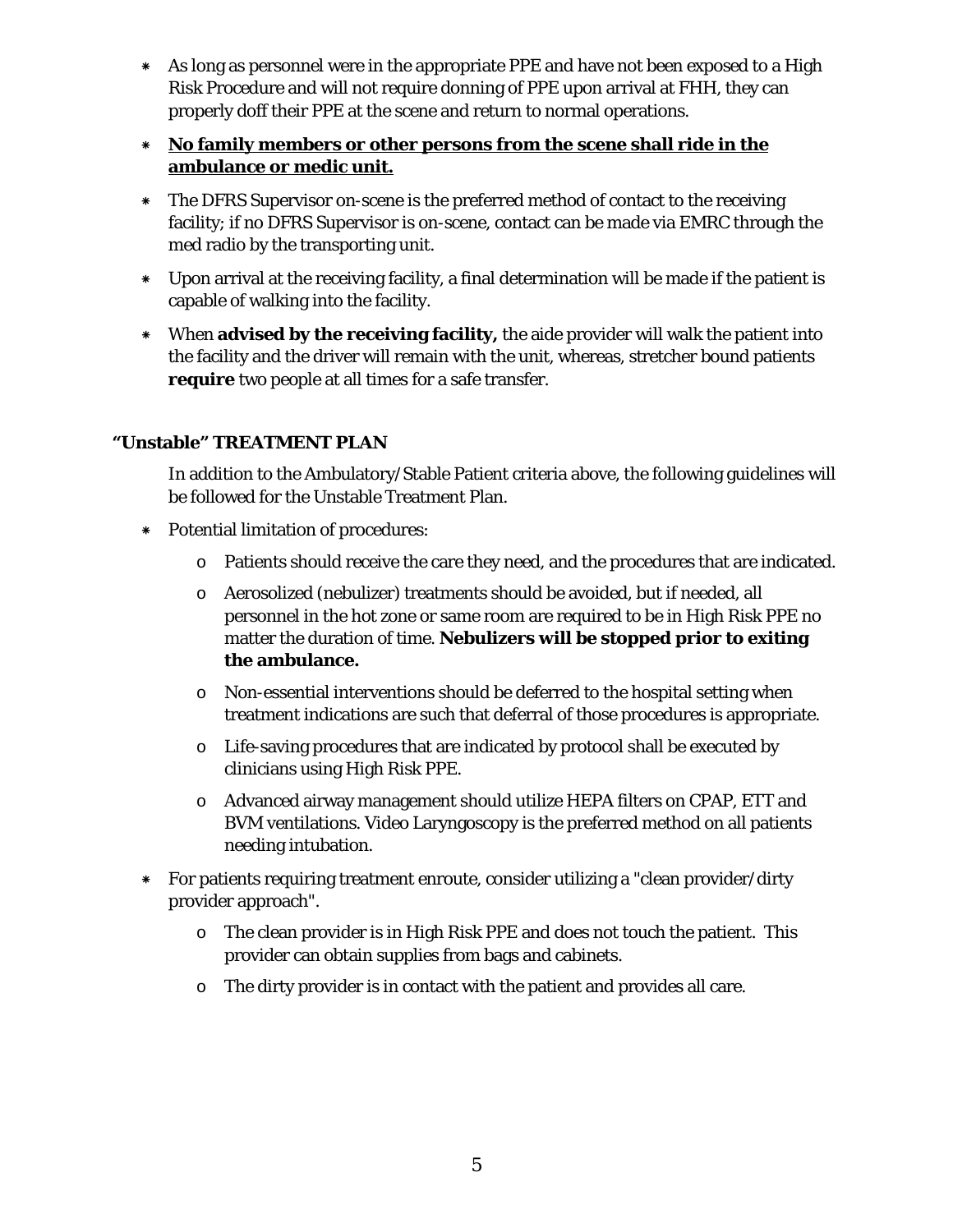- As long as personnel were in the appropriate PPE and have not been exposed to a High Risk Procedure and will not require donning of PPE upon arrival at FHH, they can properly doff their PPE at the scene and return to normal operations.
- **<u>No family members or other persons from the scene shall ride in the ambulance or medic unit.</u>**
- The DFRS Supervisor on-scene is the preferred method of contact to the receiving facility; if no DFRS Supervisor is on-scene, contact can be made via EMRC through the med radio by the transporting unit.
- Upon arrival at the receiving facility, a final determination will be made if the patient is capable of walking into the facility.
- When **advised by the receiving facility,** the aide provider will walk the patient into the facility and the driver will remain with the unit, whereas, stretcher bound patients **require** two people at all times for a safe transfer.

### "Unstable" TREATMENT PLAN

In addition to the Ambulatory/Stable Patient criteria above, the following guidelines will be followed for the Unstable Treatment Plan.

- Potential limitation of procedures:
  - Patients should receive the care they need, and the procedures that are indicated.
  - Aerosolized (nebulizer) treatments should be avoided, but if needed, all personnel in the hot zone or same room are required to be in High Risk PPE no matter the duration of time. **Nebulizers will be stopped prior to exiting the ambulance.**
  - Non-essential interventions should be deferred to the hospital setting when treatment indications are such that deferral of those procedures is appropriate.
  - Life-saving procedures that are indicated by protocol shall be executed by clinicians using High Risk PPE.
  - Advanced airway management should utilize HEPA filters on CPAP, ETT and BVM ventilations. Video Laryngoscopy is the preferred method on all patients needing intubation.
- For patients requiring treatment enroute, consider utilizing a "clean provider/dirty provider approach".
  - The clean provider is in High Risk PPE and does not touch the patient. This provider can obtain supplies from bags and cabinets.
  - The dirty provider is in contact with the patient and provides all care.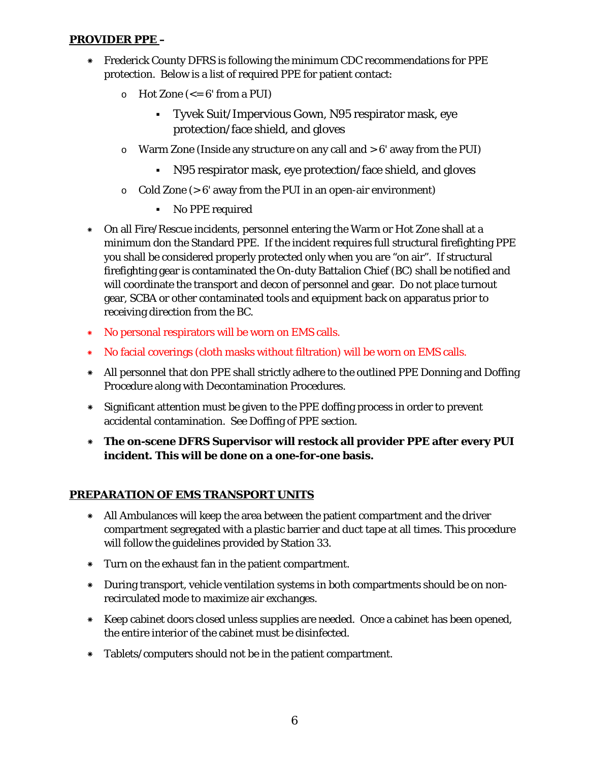## **PROVIDER PPE –**

- Frederick County DFRS is following the minimum CDC recommendations for PPE protection. Below is a list of required PPE for patient contact:
  - Hot Zone (<= 6' from a PUI)
    - Tyvek Suit/Impervious Gown, N95 respirator mask, eye protection/face shield, and gloves
  - Warm Zone (Inside any structure on any call and > 6' away from the PUI)
    - N95 respirator mask, eye protection/face shield, and gloves
  - Cold Zone (> 6' away from the PUI in an open-air environment)
    - No PPE required
- On all Fire/Rescue incidents, personnel entering the Warm or Hot Zone shall at a minimum don the Standard PPE. If the incident requires full structural firefighting PPE you shall be considered properly protected only when you are "on air". If structural firefighting gear is contaminated the On-duty Battalion Chief (BC) shall be notified and will coordinate the transport and decon of personnel and gear. Do not place turnout gear, SCBA or other contaminated tools and equipment back on apparatus prior to receiving direction from the BC.
- No personal respirators will be worn on EMS calls.
- No facial coverings (cloth masks without filtration) will be worn on EMS calls.
- All personnel that don PPE shall strictly adhere to the outlined PPE Donning and Doffing Procedure along with Decontamination Procedures.
- Significant attention must be given to the PPE doffing process in order to prevent accidental contamination. See Doffing of PPE section.
- **The on-scene DFRS Supervisor will restock all provider PPE after every PUI incident. This will be done on a one-for-one basis.**

## **PREPARATION OF EMS TRANSPORT UNITS**

- All Ambulances will keep the area between the patient compartment and the driver compartment segregated with a plastic barrier and duct tape at all times. This procedure will follow the guidelines provided by Station 33.
- Turn on the exhaust fan in the patient compartment.
- During transport, vehicle ventilation systems in both compartments should be on non-recirculated mode to maximize air exchanges.
- Keep cabinet doors closed unless supplies are needed. Once a cabinet has been opened, the entire interior of the cabinet must be disinfected.
- Tablets/computers should not be in the patient compartment.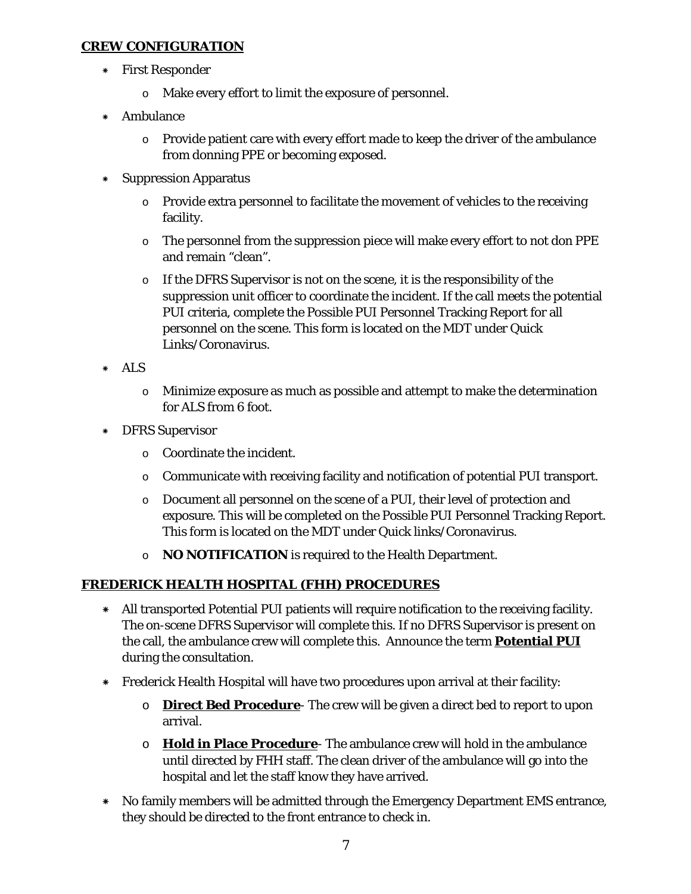## **CREW CONFIGURATION**

- First Responder
  - Make every effort to limit the exposure of personnel.
- Ambulance
  - Provide patient care with every effort made to keep the driver of the ambulance from donning PPE or becoming exposed.
- Suppression Apparatus
  - Provide extra personnel to facilitate the movement of vehicles to the receiving facility.
  - The personnel from the suppression piece will make every effort to not don PPE and remain "clean".
  - If the DFRS Supervisor is not on the scene, it is the responsibility of the suppression unit officer to coordinate the incident. If the call meets the potential PUI criteria, complete the Possible PUI Personnel Tracking Report for all personnel on the scene. This form is located on the MDT under Quick Links/Coronavirus.
- ALS
  - Minimize exposure as much as possible and attempt to make the determination for ALS from 6 foot.
- DFRS Supervisor
  - Coordinate the incident.
  - Communicate with receiving facility and notification of potential PUI transport.
  - Document all personnel on the scene of a PUI, their level of protection and exposure. This will be completed on the Possible PUI Personnel Tracking Report. This form is located on the MDT under Quick links/Coronavirus.
  - **NO NOTIFICATION** is required to the Health Department.

## **FREDERICK HEALTH HOSPITAL (FHH) PROCEDURES**

- All transported Potential PUI patients will require notification to the receiving facility. The on-scene DFRS Supervisor will complete this. If no DFRS Supervisor is present on the call, the ambulance crew will complete this. Announce the term **Potential PUI** during the consultation.
- Frederick Health Hospital will have two procedures upon arrival at their facility:
  - **Direct Bed Procedure**- The crew will be given a direct bed to report to upon arrival.
  - **Hold in Place Procedure**- The ambulance crew will hold in the ambulance until directed by FHH staff. The clean driver of the ambulance will go into the hospital and let the staff know they have arrived.
- No family members will be admitted through the Emergency Department EMS entrance, they should be directed to the front entrance to check in.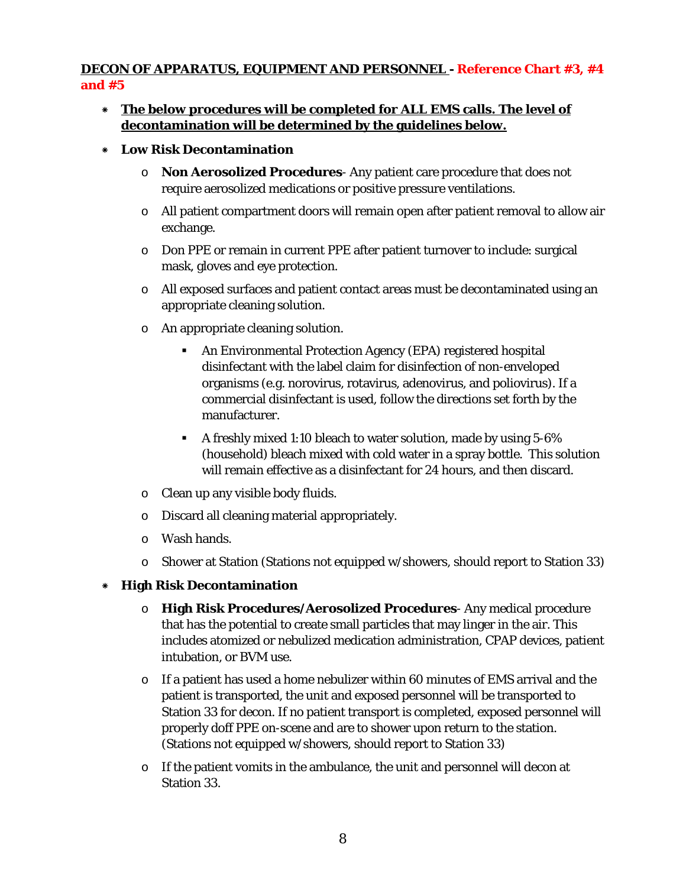**DECON OF APPARATUS, EQUIPMENT AND PERSONNEL - Reference Chart #3, #4 and #5**

- **The below procedures will be completed for ALL EMS calls. The level of decontamination will be determined by the guidelines below.**
- **Low Risk Decontamination**
  - **Non Aerosolized Procedures**- Any patient care procedure that does not require aerosolized medications or positive pressure ventilations.
  - All patient compartment doors will remain open after patient removal to allow air exchange.
  - Don PPE or remain in current PPE after patient turnover to include: surgical mask, gloves and eye protection.
  - All exposed surfaces and patient contact areas must be decontaminated using an appropriate cleaning solution.
  - An appropriate cleaning solution.
    - An Environmental Protection Agency (EPA) registered hospital disinfectant with the label claim for disinfection of non-enveloped organisms (e.g. norovirus, rotavirus, adenovirus, and poliovirus). If a commercial disinfectant is used, follow the directions set forth by the manufacturer.
    - A freshly mixed 1:10 bleach to water solution, made by using 5-6% (household) bleach mixed with cold water in a spray bottle. This solution will remain effective as a disinfectant for 24 hours, and then discard.
  - Clean up any visible body fluids.
  - Discard all cleaning material appropriately.
  - Wash hands.
  - Shower at Station (Stations not equipped w/showers, should report to Station 33)
- **High Risk Decontamination**
  - **High Risk Procedures/Aerosolized Procedures**- Any medical procedure that has the potential to create small particles that may linger in the air. This includes atomized or nebulized medication administration, CPAP devices, patient intubation, or BVM use.
  - If a patient has used a home nebulizer within 60 minutes of EMS arrival and the patient is transported, the unit and exposed personnel will be transported to Station 33 for decon. If no patient transport is completed, exposed personnel will properly doff PPE on-scene and are to shower upon return to the station. (Stations not equipped w/showers, should report to Station 33)
  - If the patient vomits in the ambulance, the unit and personnel will decon at Station 33.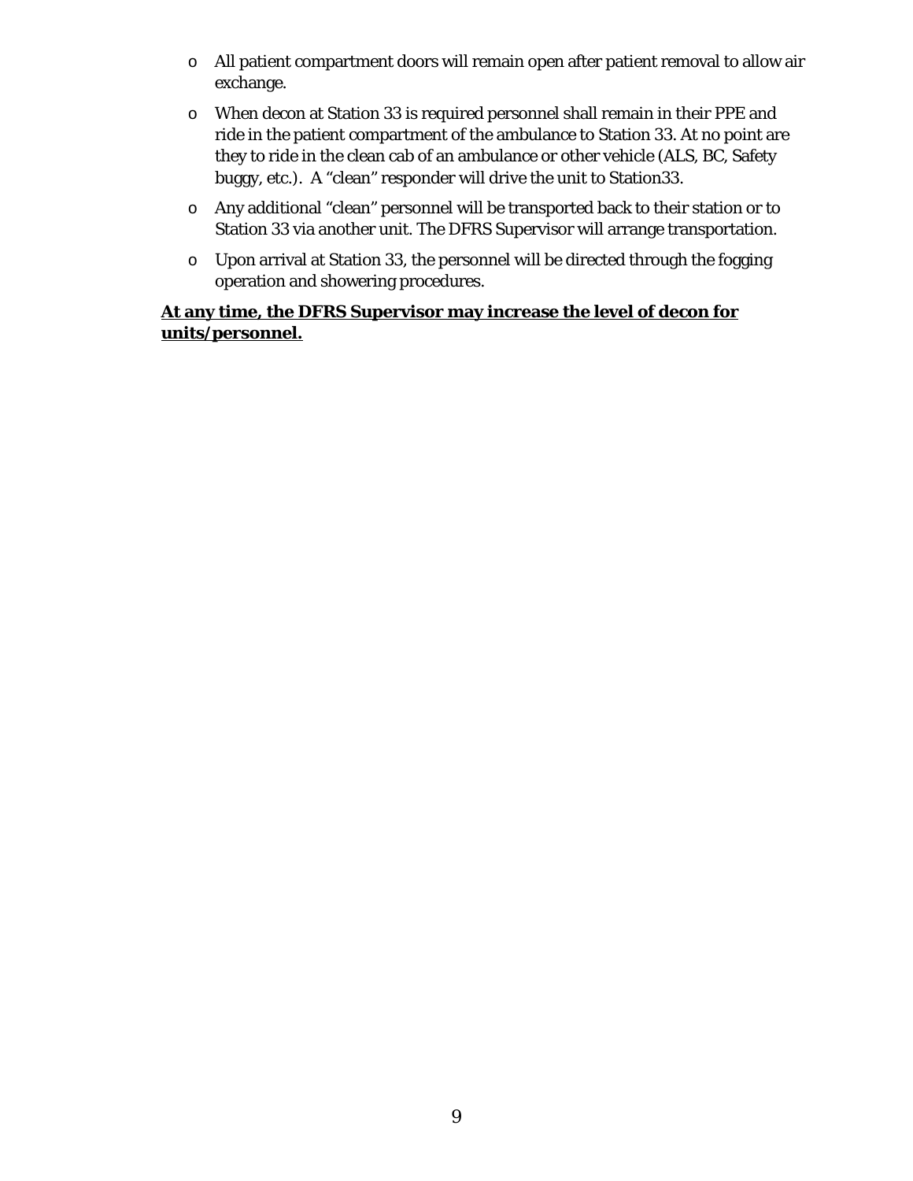- All patient compartment doors will remain open after patient removal to allow air exchange.
- When decon at Station 33 is required personnel shall remain in their PPE and ride in the patient compartment of the ambulance to Station 33. At no point are they to ride in the clean cab of an ambulance or other vehicle (ALS, BC, Safety buggy, etc.). A "clean" responder will drive the unit to Station33.
- Any additional "clean" personnel will be transported back to their station or to Station 33 via another unit. The DFRS Supervisor will arrange transportation.
- Upon arrival at Station 33, the personnel will be directed through the fogging operation and showering procedures.

**<u>At any time, the DFRS Supervisor may increase the level of decon for units/personnel.</u>**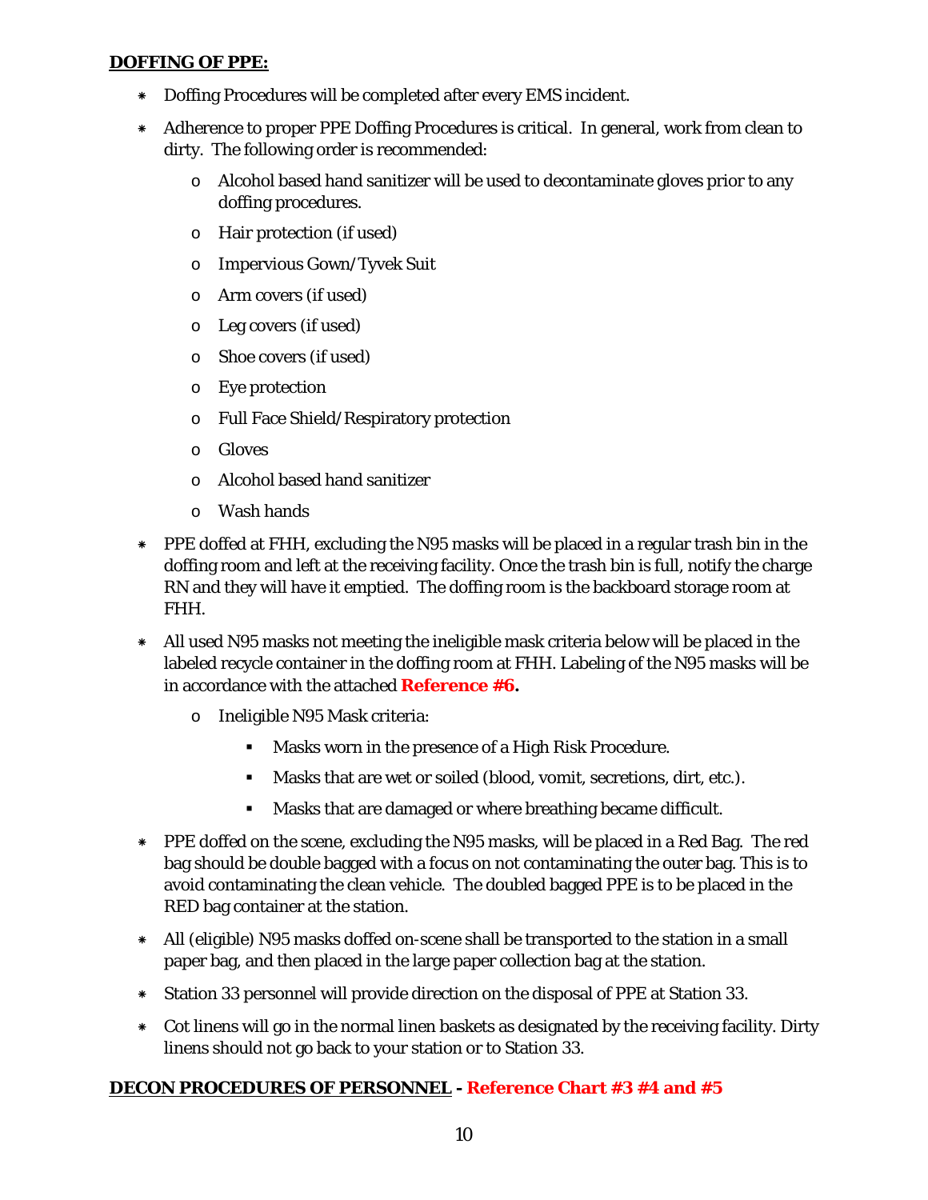**<u>DOFFING OF PPE:</u>**

- Doffing Procedures will be completed after every EMS incident.
- Adherence to proper PPE Doffing Procedures is critical. In general, work from clean to dirty. The following order is recommended:
  - Alcohol based hand sanitizer will be used to decontaminate gloves prior to any doffing procedures.
  - Hair protection (if used)
  - Impervious Gown/Tyvek Suit
  - Arm covers (if used)
  - Leg covers (if used)
  - Shoe covers (if used)
  - Eye protection
  - Full Face Shield/Respiratory protection
  - Gloves
  - Alcohol based hand sanitizer
  - Wash hands
- PPE doffed at FHH, excluding the N95 masks will be placed in a regular trash bin in the doffing room and left at the receiving facility. Once the trash bin is full, notify the charge RN and they will have it emptied. The doffing room is the backboard storage room at FHH.
- All used N95 masks not meeting the ineligible mask criteria below will be placed in the labeled recycle container in the doffing room at FHH. Labeling of the N95 masks will be in accordance with the attached **Reference #6.**
  - Ineligible N95 Mask criteria:
    - Masks worn in the presence of a High Risk Procedure.
    - Masks that are wet or soiled (blood, vomit, secretions, dirt, etc.).
    - Masks that are damaged or where breathing became difficult.
- PPE doffed on the scene, excluding the N95 masks, will be placed in a Red Bag. The red bag should be double bagged with a focus on not contaminating the outer bag. This is to avoid contaminating the clean vehicle. The doubled bagged PPE is to be placed in the RED bag container at the station.
- All (eligible) N95 masks doffed on-scene shall be transported to the station in a small paper bag, and then placed in the large paper collection bag at the station.
- Station 33 personnel will provide direction on the disposal of PPE at Station 33.
- Cot linens will go in the normal linen baskets as designated by the receiving facility. Dirty linens should not go back to your station or to Station 33.

**<u>DECON PROCEDURES OF PERSONNEL</u> - Reference Chart #3 #4 and #5**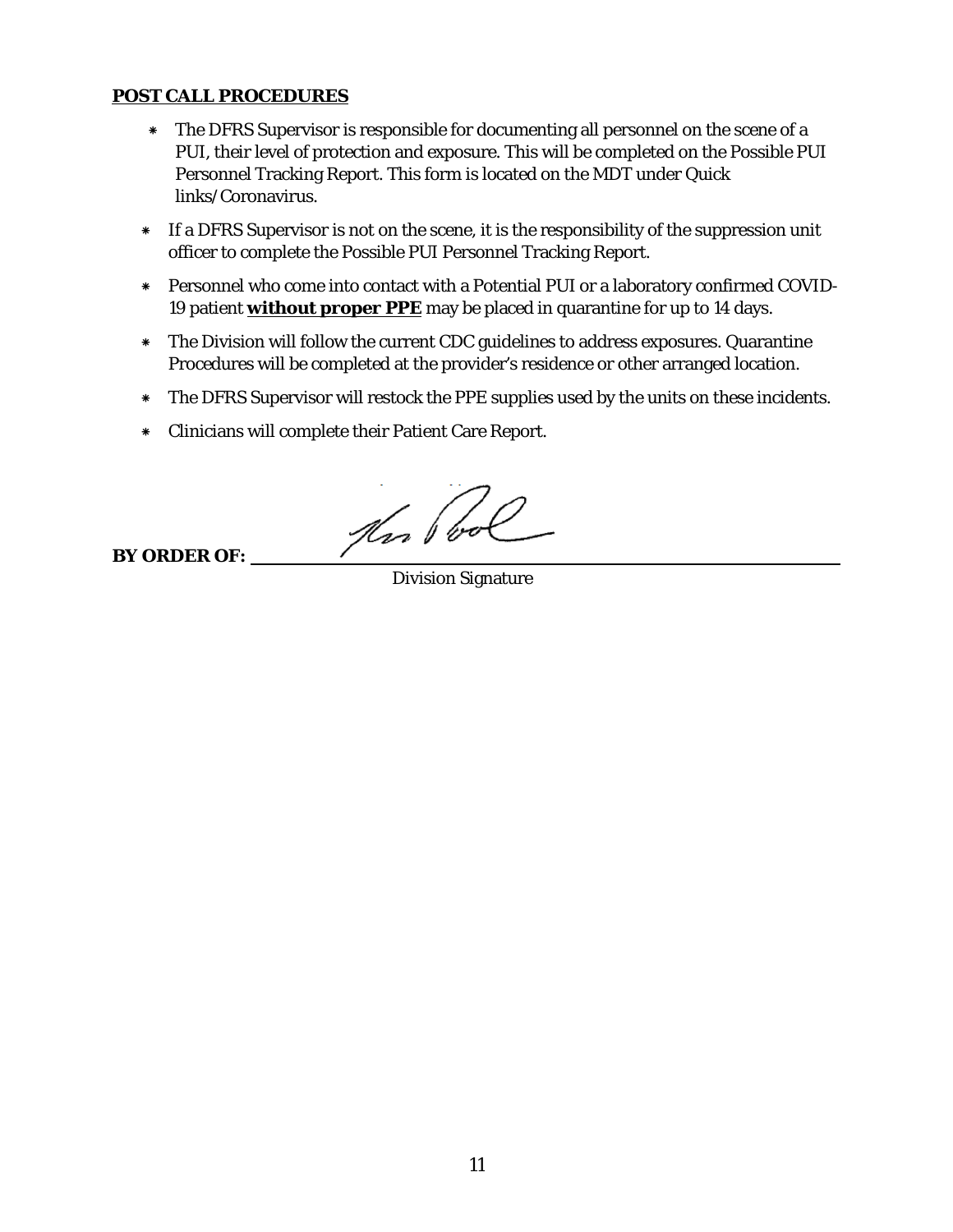**POST CALL PROCEDURES**

- The DFRS Supervisor is responsible for documenting all personnel on the scene of a PUI, their level of protection and exposure. This will be completed on the Possible PUI Personnel Tracking Report. This form is located on the MDT under Quick links/Coronavirus.
- If a DFRS Supervisor is not on the scene, it is the responsibility of the suppression unit officer to complete the Possible PUI Personnel Tracking Report.
- Personnel who come into contact with a Potential PUI or a laboratory confirmed COVID-19 patient **without proper PPE** may be placed in quarantine for up to 14 days.
- The Division will follow the current CDC guidelines to address exposures. Quarantine Procedures will be completed at the provider's residence or other arranged location.
- The DFRS Supervisor will restock the PPE supplies used by the units on these incidents.
- Clinicians will complete their Patient Care Report.

**BY ORDER OF:** ______________________________

Division Signature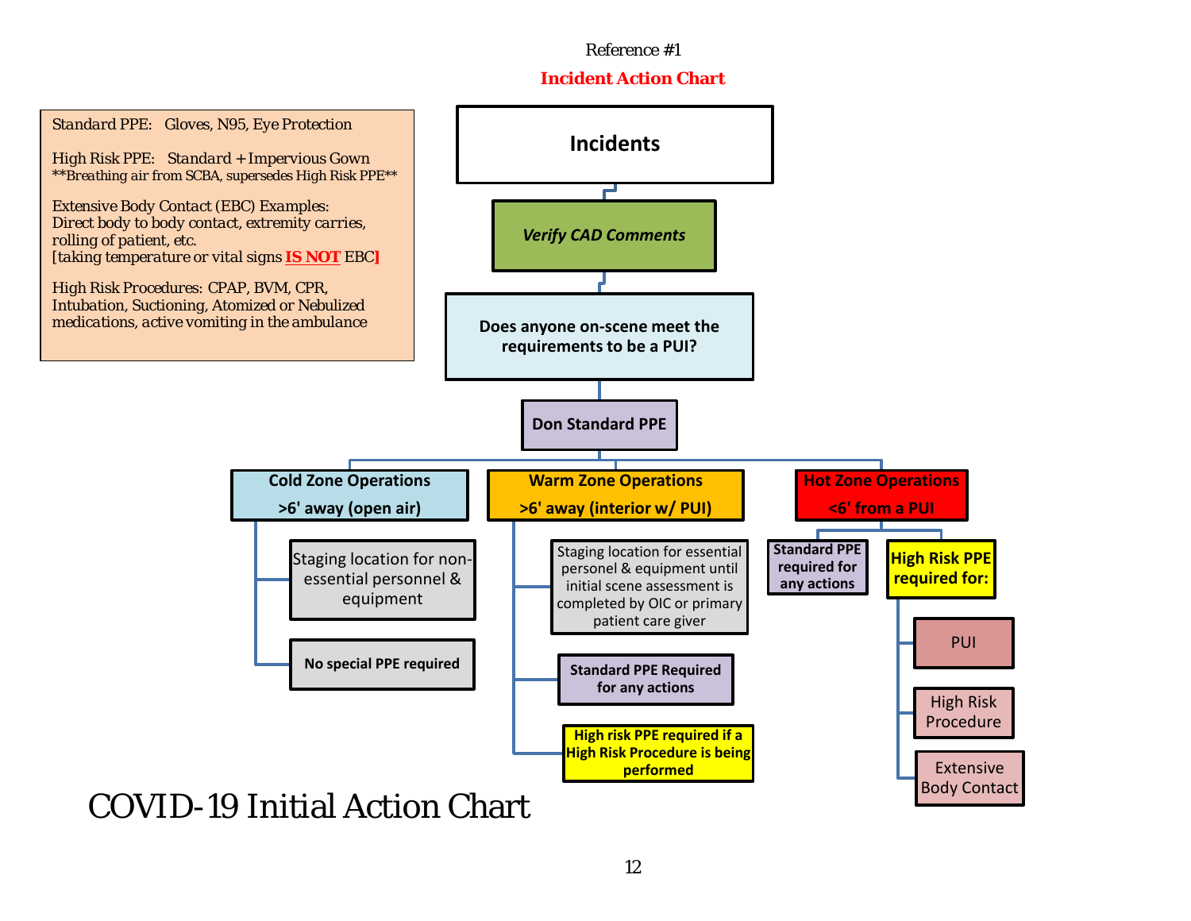Reference #1

## Incident Action Chart

Standard PPE: Gloves, N95, Eye Protection

High Risk PPE: Standard + Impervious Gown
**Breathing air from SCBA, supersedes High Risk PPE**

Extensive Body Contact (EBC) Examples:
Direct body to body contact, extremity carries, rolling of patient, etc.
[taking temperature or vital signs **IS NOT** EBC]

High Risk Procedures: CPAP, BVM, CPR, Intubation, Suctioning, Atomized or Nebulized medications, active vomiting in the ambulance

**Incidents**

***Verify CAD Comments***

**Does anyone on-scene meet the requirements to be a PUI?**

**Don Standard PPE**

**Cold Zone Operations >6' away (open air)**
- Staging location for non-essential personnel & equipment
- **No special PPE required**

**Warm Zone Operations >6' away (interior w/ PUI)**
- Staging location for essential personel & equipment until initial scene assessment is completed by OIC or primary patient care giver
- **Standard PPE Required for any actions**
- **High risk PPE required if a High Risk Procedure is being performed**

**Hot Zone Operations <6' from a PUI**
- **Standard PPE required for any actions**
- **High Risk PPE required for:**
  - PUI
  - High Risk Procedure
  - Extensive Body Contact

# COVID-19 Initial Action Chart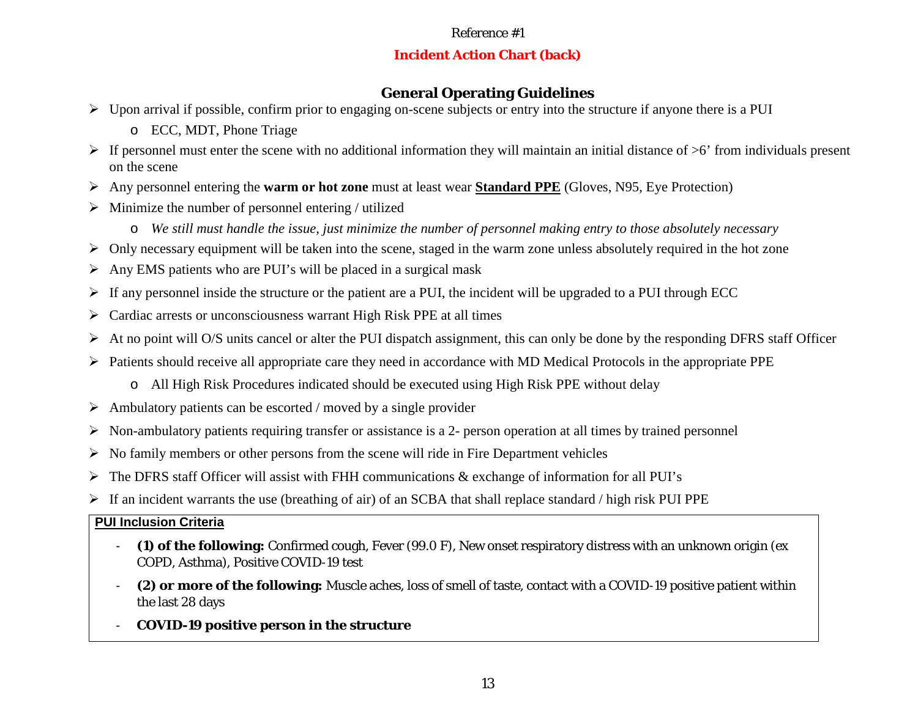Reference #1

## Incident Action Chart (back)

### General Operating Guidelines

- Upon arrival if possible, confirm prior to engaging on-scene subjects or entry into the structure if anyone there is a PUI
  - ECC, MDT, Phone Triage
- If personnel must enter the scene with no additional information they will maintain an initial distance of >6' from individuals present on the scene
- Any personnel entering the **warm or hot zone** must at least wear **Standard PPE** (Gloves, N95, Eye Protection)
- Minimize the number of personnel entering / utilized
  - *We still must handle the issue, just minimize the number of personnel making entry to those absolutely necessary*
- Only necessary equipment will be taken into the scene, staged in the warm zone unless absolutely required in the hot zone
- Any EMS patients who are PUI's will be placed in a surgical mask
- If any personnel inside the structure or the patient are a PUI, the incident will be upgraded to a PUI through ECC
- Cardiac arrests or unconsciousness warrant High Risk PPE at all times
- At no point will O/S units cancel or alter the PUI dispatch assignment, this can only be done by the responding DFRS staff Officer
- Patients should receive all appropriate care they need in accordance with MD Medical Protocols in the appropriate PPE
  - All High Risk Procedures indicated should be executed using High Risk PPE without delay
- Ambulatory patients can be escorted / moved by a single provider
- Non-ambulatory patients requiring transfer or assistance is a 2- person operation at all times by trained personnel
- No family members or other persons from the scene will ride in Fire Department vehicles
- The DFRS staff Officer will assist with FHH communications & exchange of information for all PUI's
- If an incident warrants the use (breathing of air) of an SCBA that shall replace standard / high risk PUI PPE

**PUI Inclusion Criteria**

- **(1) of the following:** Confirmed cough, Fever (99.0 F), New onset respiratory distress with an unknown origin (ex COPD, Asthma), Positive COVID-19 test
- **(2) or more of the following:** Muscle aches, loss of smell of taste, contact with a COVID-19 positive patient within the last 28 days
- **COVID-19 positive person in the structure**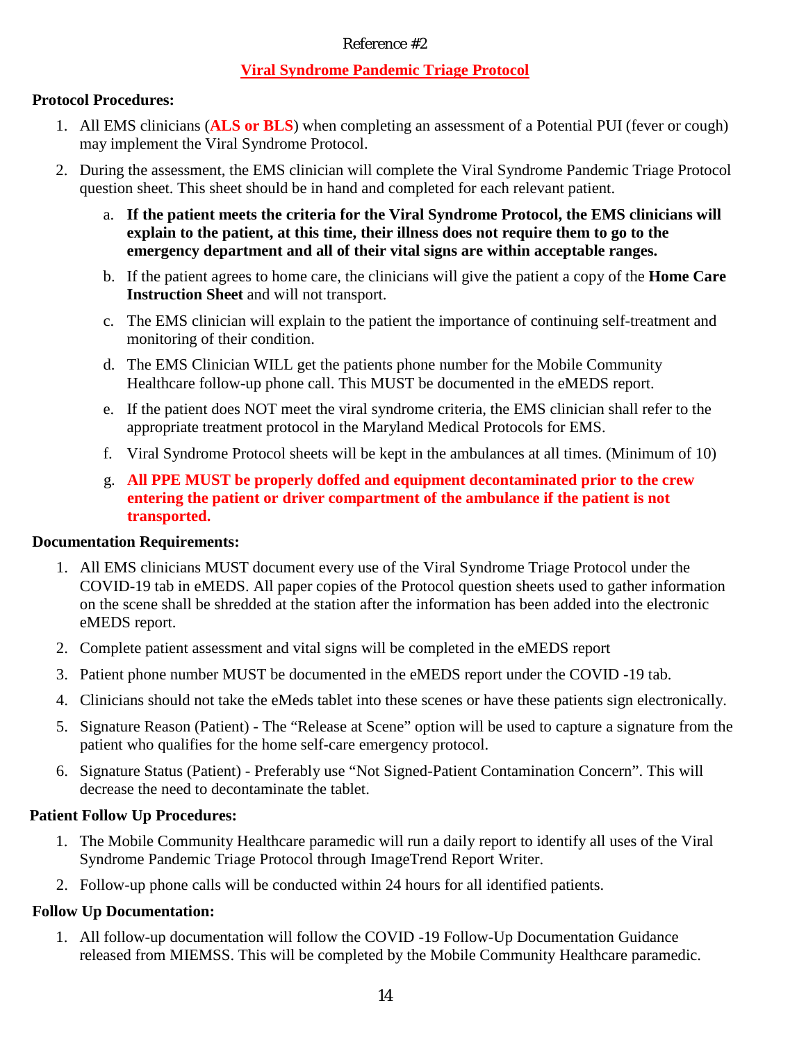Reference #2

## Viral Syndrome Pandemic Triage Protocol

**Protocol Procedures:**

1. All EMS clinicians (**ALS or BLS**) when completing an assessment of a Potential PUI (fever or cough) may implement the Viral Syndrome Protocol.
2. During the assessment, the EMS clinician will complete the Viral Syndrome Pandemic Triage Protocol question sheet. This sheet should be in hand and completed for each relevant patient.
   a. **If the patient meets the criteria for the Viral Syndrome Protocol, the EMS clinicians will explain to the patient, at this time, their illness does not require them to go to the emergency department and all of their vital signs are within acceptable ranges.**
   b. If the patient agrees to home care, the clinicians will give the patient a copy of the **Home Care Instruction Sheet** and will not transport.
   c. The EMS clinician will explain to the patient the importance of continuing self-treatment and monitoring of their condition.
   d. The EMS Clinician WILL get the patients phone number for the Mobile Community Healthcare follow-up phone call. This MUST be documented in the eMEDS report.
   e. If the patient does NOT meet the viral syndrome criteria, the EMS clinician shall refer to the appropriate treatment protocol in the Maryland Medical Protocols for EMS.
   f. Viral Syndrome Protocol sheets will be kept in the ambulances at all times. (Minimum of 10)
   g. **All PPE MUST be properly doffed and equipment decontaminated prior to the crew entering the patient or driver compartment of the ambulance if the patient is not transported.**

**Documentation Requirements:**

1. All EMS clinicians MUST document every use of the Viral Syndrome Triage Protocol under the COVID-19 tab in eMEDS. All paper copies of the Protocol question sheets used to gather information on the scene shall be shredded at the station after the information has been added into the electronic eMEDS report.
2. Complete patient assessment and vital signs will be completed in the eMEDS report
3. Patient phone number MUST be documented in the eMEDS report under the COVID -19 tab.
4. Clinicians should not take the eMeds tablet into these scenes or have these patients sign electronically.
5. Signature Reason (Patient) - The "Release at Scene" option will be used to capture a signature from the patient who qualifies for the home self-care emergency protocol.
6. Signature Status (Patient) - Preferably use "Not Signed-Patient Contamination Concern". This will decrease the need to decontaminate the tablet.

**Patient Follow Up Procedures:**

1. The Mobile Community Healthcare paramedic will run a daily report to identify all uses of the Viral Syndrome Pandemic Triage Protocol through ImageTrend Report Writer.
2. Follow-up phone calls will be conducted within 24 hours for all identified patients.

**Follow Up Documentation:**

1. All follow-up documentation will follow the COVID -19 Follow-Up Documentation Guidance released from MIEMSS. This will be completed by the Mobile Community Healthcare paramedic.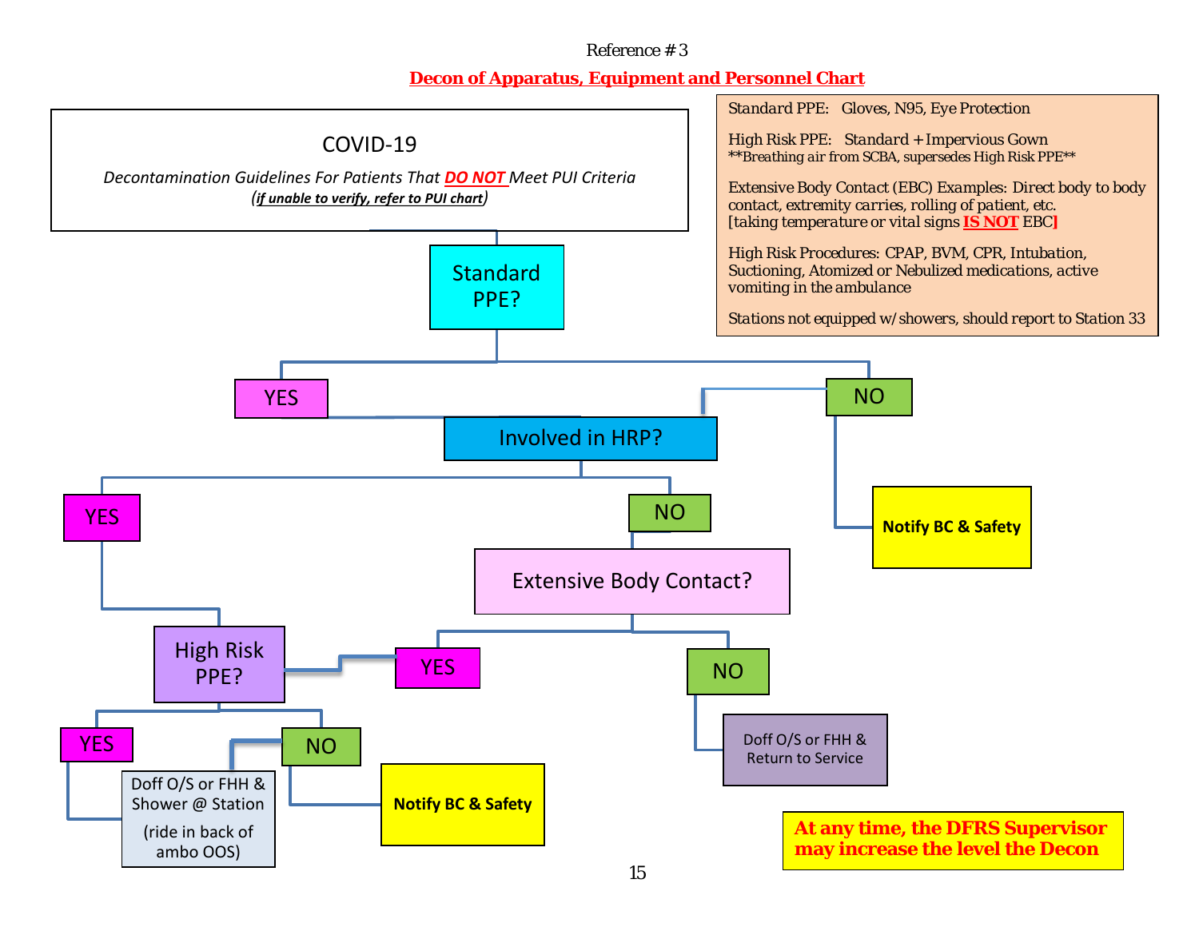Reference # 3

## Decon of Apparatus, Equipment and Personnel Chart

**COVID-19**

*Decontamination Guidelines For Patients That **DO NOT** Meet PUI Criteria*
*(if unable to verify, refer to PUI chart)*

Standard PPE: Gloves, N95, Eye Protection

High Risk PPE: Standard + Impervious Gown
**Breathing air from SCBA, supersedes High Risk PPE**

Extensive Body Contact (EBC) Examples: Direct body to body contact, extremity carries, rolling of patient, etc.
[taking temperature or vital signs **IS NOT** EBC]

High Risk Procedures: CPAP, BVM, CPR, Intubation, Suctioning, Atomized or Nebulized medications, active vomiting in the ambulance

Stations not equipped w/ showers, should report to Station 33

- Standard PPE?
  - NO → Notify BC & Safety
  - YES → Involved in HRP?
    - YES → High Risk PPE?
      - YES → Doff O/S or FHH & Shower @ Station (ride in back of ambo OOS)
      - NO → Notify BC & Safety
    - NO → Extensive Body Contact?
      - YES → High Risk PPE?
      - NO → Doff O/S or FHH & Return to Service

**At any time, the DFRS Supervisor may increase the level the Decon**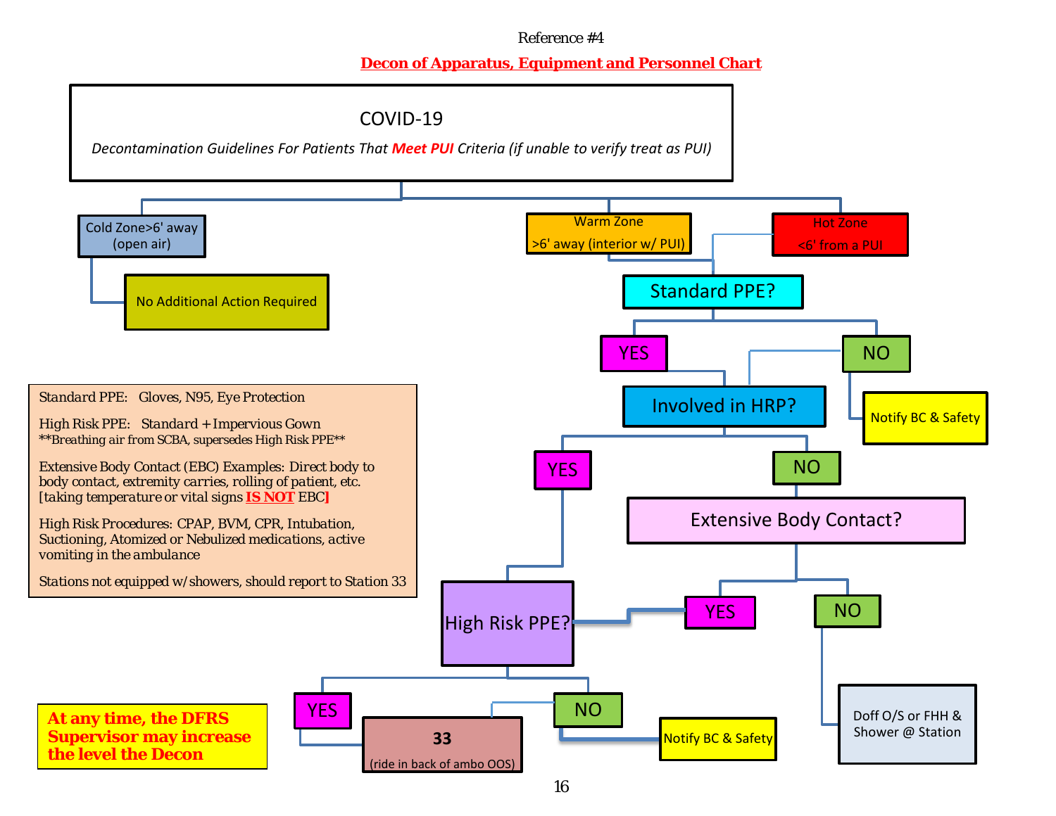Reference #4

## Decon of Apparatus, Equipment and Personnel Chart

**COVID-19**

*Decontamination Guidelines For Patients That* ***Meet PUI*** *Criteria (if unable to verify treat as PUI)*

- **Cold Zone >6' away (open air)**
  - No Additional Action Required
- **Warm Zone >6' away (interior w/ PUI)** / **Hot Zone <6' from a PUI**
  - **Standard PPE?**
    - **NO** → Notify BC & Safety, then → Involved in HRP?
    - **YES** → **Involved in HRP?**
      - **YES** → **High Risk PPE?**
      - **NO** → **Extensive Body Contact?**
        - **YES** → **High Risk PPE?**
        - **NO** → Doff O/S or FHH & Shower @ Station
  - **High Risk PPE?**
    - **YES** → 33 (ride in back of ambo OOS)
    - **NO** → Notify BC & Safety, then → 33 (ride in back of ambo OOS)

Standard PPE: Gloves, N95, Eye Protection

High Risk PPE: Standard + Impervious Gown
**Breathing air from SCBA, supersedes High Risk PPE**

Extensive Body Contact (EBC) Examples: Direct body to body contact, extremity carries, rolling of patient, etc. [taking temperature or vital signs **IS NOT** EBC]

High Risk Procedures: CPAP, BVM, CPR, Intubation, Suctioning, Atomized or Nebulized medications, active vomiting in the ambulance

Stations not equipped w/showers, should report to Station 33

**At any time, the DFRS Supervisor may increase the level the Decon**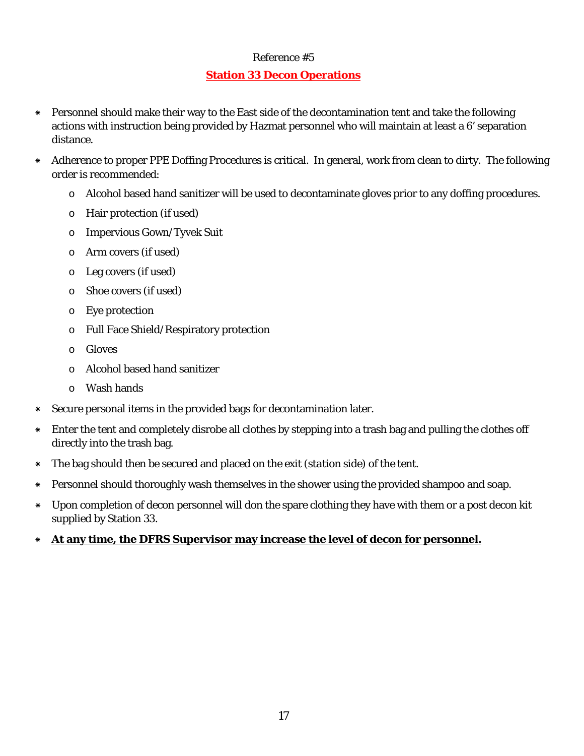Reference #5

## **Station 33 Decon Operations**

- Personnel should make their way to the East side of the decontamination tent and take the following actions with instruction being provided by Hazmat personnel who will maintain at least a 6' separation distance.
- Adherence to proper PPE Doffing Procedures is critical. In general, work from clean to dirty. The following order is recommended:
  - Alcohol based hand sanitizer will be used to decontaminate gloves prior to any doffing procedures.
  - Hair protection (if used)
  - Impervious Gown/Tyvek Suit
  - Arm covers (if used)
  - Leg covers (if used)
  - Shoe covers (if used)
  - Eye protection
  - Full Face Shield/Respiratory protection
  - Gloves
  - Alcohol based hand sanitizer
  - Wash hands
- Secure personal items in the provided bags for decontamination later.
- Enter the tent and completely disrobe all clothes by stepping into a trash bag and pulling the clothes off directly into the trash bag.
- The bag should then be secured and placed on the exit (*station side*) of the tent.
- Personnel should thoroughly wash themselves in the shower using the provided shampoo and soap.
- Upon completion of decon personnel will don the spare clothing they have with them or a post decon kit supplied by Station 33.
- **At any time, the DFRS Supervisor may increase the level of decon for personnel.**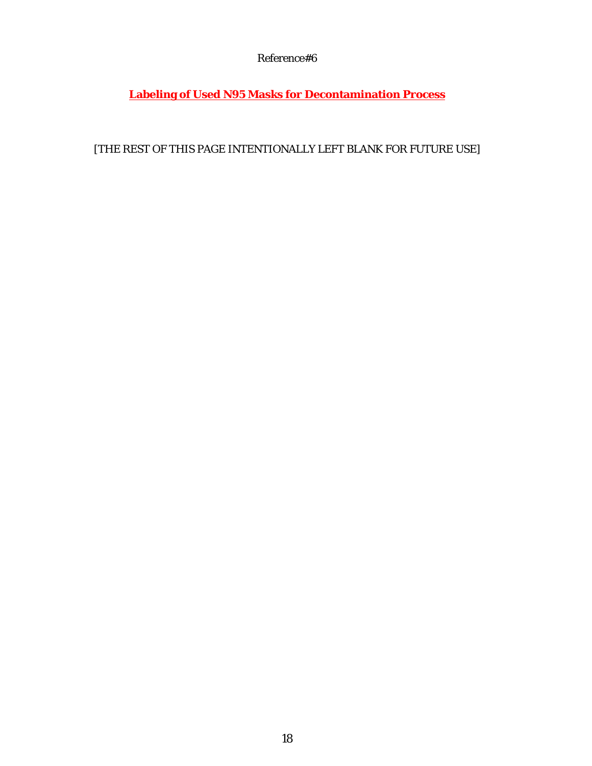Reference#6

## **Labeling of Used N95 Masks for Decontamination Process**

[THE REST OF THIS PAGE INTENTIONALLY LEFT BLANK FOR FUTURE USE]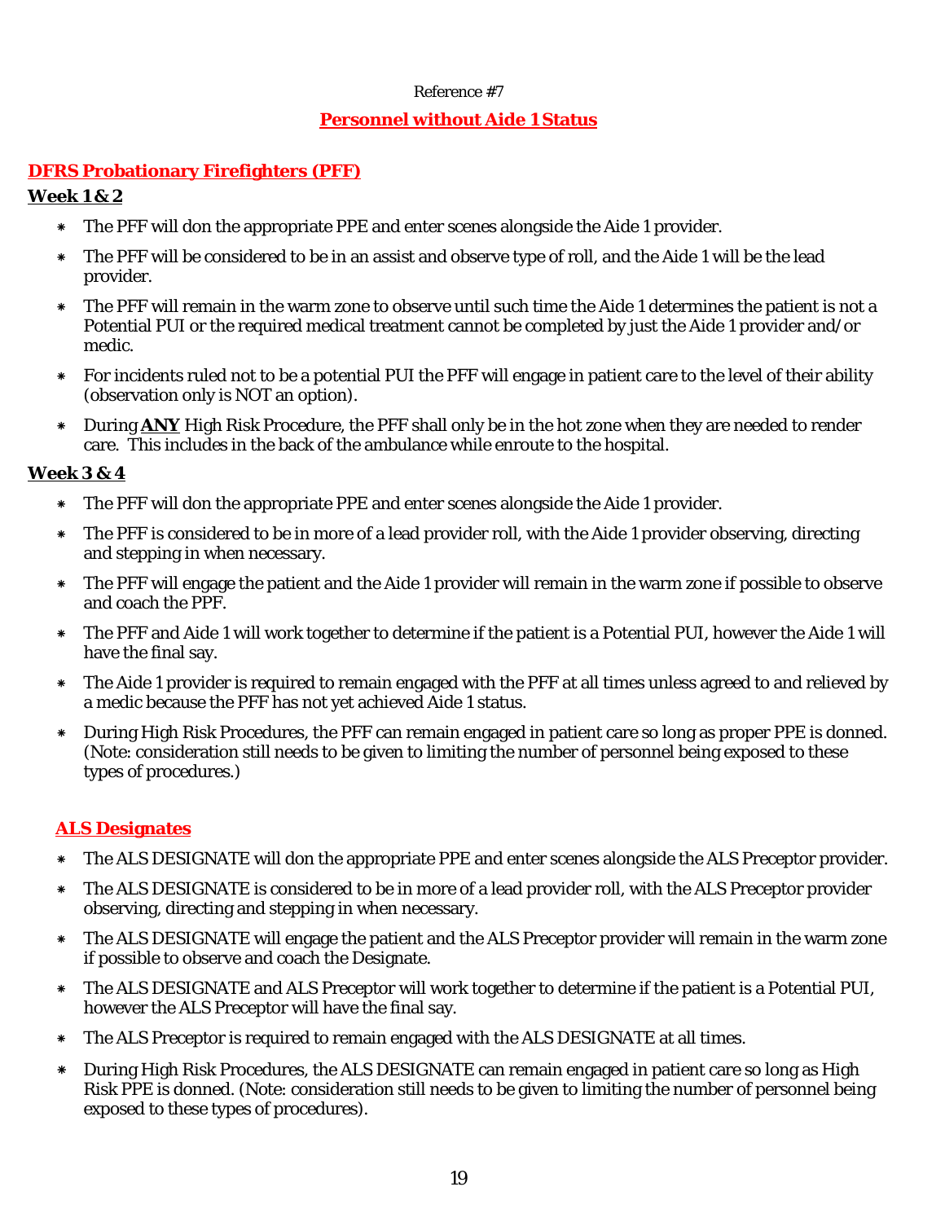Reference #7

## Personnel without Aide 1 Status

### DFRS Probationary Firefighters (PFF)

**Week 1 & 2**

- The PFF will don the appropriate PPE and enter scenes alongside the Aide 1 provider.
- The PFF will be considered to be in an assist and observe type of roll, and the Aide 1 will be the lead provider.
- The PFF will remain in the warm zone to observe until such time the Aide 1 determines the patient is not a Potential PUI or the required medical treatment cannot be completed by just the Aide 1 provider and/or medic.
- For incidents ruled not to be a potential PUI the PFF will engage in patient care to the level of their ability (observation only is NOT an option).
- During **ANY** High Risk Procedure, the PFF shall only be in the hot zone when they are needed to render care. This includes in the back of the ambulance while enroute to the hospital.

**Week 3 & 4**

- The PFF will don the appropriate PPE and enter scenes alongside the Aide 1 provider.
- The PFF is considered to be in more of a lead provider roll, with the Aide 1 provider observing, directing and stepping in when necessary.
- The PFF will engage the patient and the Aide 1 provider will remain in the warm zone if possible to observe and coach the PPF.
- The PFF and Aide 1 will work together to determine if the patient is a Potential PUI, however the Aide 1 will have the final say.
- The Aide 1 provider is required to remain engaged with the PFF at all times unless agreed to and relieved by a medic because the PFF has not yet achieved Aide 1 status.
- During High Risk Procedures, the PFF can remain engaged in patient care so long as proper PPE is donned. (Note: consideration still needs to be given to limiting the number of personnel being exposed to these types of procedures.)

### ALS Designates

- The ALS DESIGNATE will don the appropriate PPE and enter scenes alongside the ALS Preceptor provider.
- The ALS DESIGNATE is considered to be in more of a lead provider roll, with the ALS Preceptor provider observing, directing and stepping in when necessary.
- The ALS DESIGNATE will engage the patient and the ALS Preceptor provider will remain in the warm zone if possible to observe and coach the Designate.
- The ALS DESIGNATE and ALS Preceptor will work together to determine if the patient is a Potential PUI, however the ALS Preceptor will have the final say.
- The ALS Preceptor is required to remain engaged with the ALS DESIGNATE at all times.
- During High Risk Procedures, the ALS DESIGNATE can remain engaged in patient care so long as High Risk PPE is donned. (Note: consideration still needs to be given to limiting the number of personnel being exposed to these types of procedures).